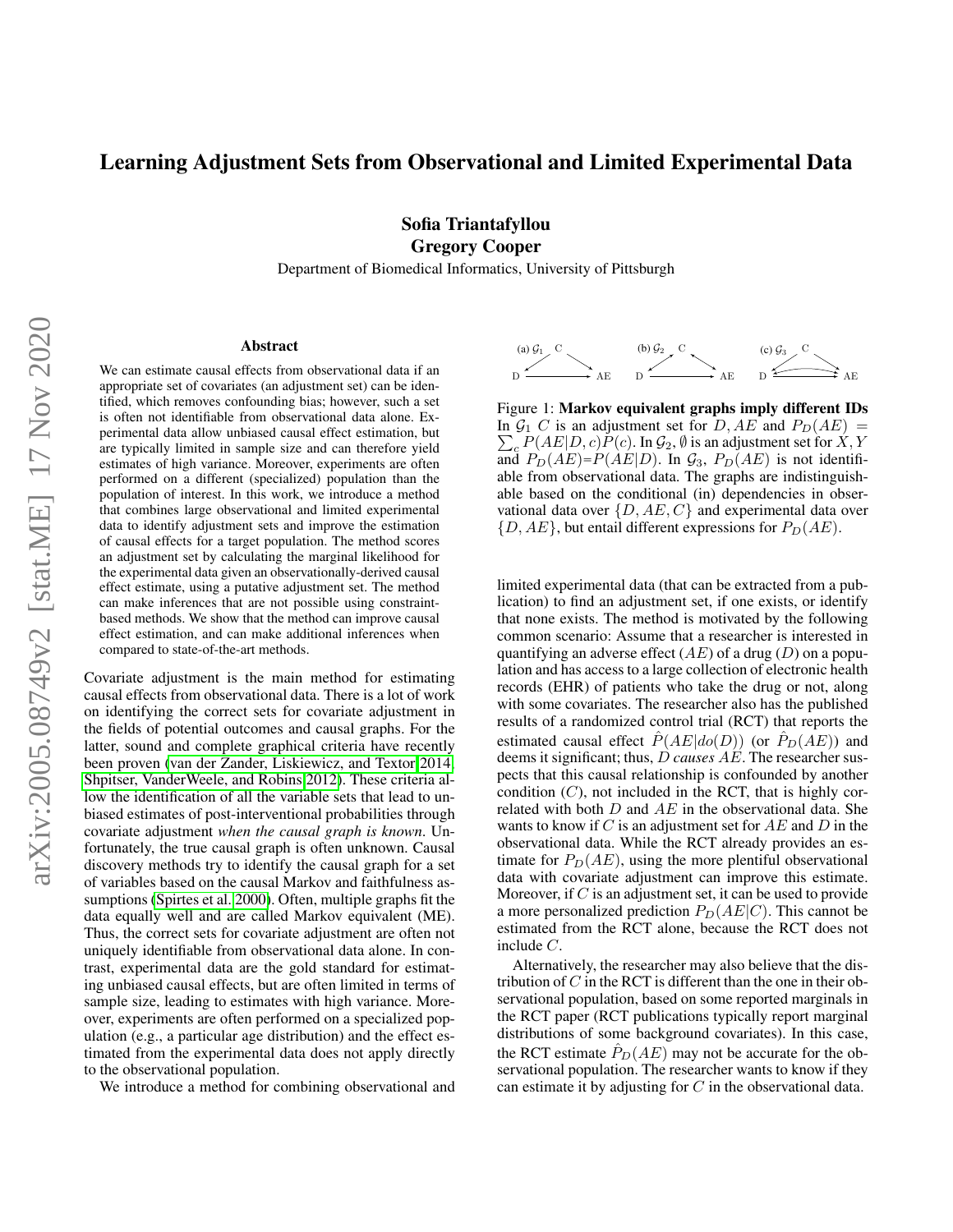# Learning Adjustment Sets from Observational and Limited Experimental Data

**Sofia Triantafyllou**
**Gregory Cooper**

Department of Biomedical Informatics, University of Pittsburgh

### Abstract

We can estimate causal effects from observational data if an appropriate set of covariates (an adjustment set) can be identified, which removes confounding bias; however, such a set is often not identifiable from observational data alone. Experimental data allow unbiased causal effect estimation, but are typically limited in sample size and can therefore yield estimates of high variance. Moreover, experiments are often performed on a different (specialized) population than the population of interest. In this work, we introduce a method that combines large observational and limited experimental data to identify adjustment sets and improve the estimation of causal effects for a target population. The method scores an adjustment set by calculating the marginal likelihood for the experimental data given an observationally-derived causal effect estimate, using a putative adjustment set. The method can make inferences that are not possible using constraint-based methods. We show that the method can improve causal effect estimation, and can make additional inferences when compared to state-of-the-art methods.

Covariate adjustment is the main method for estimating causal effects from observational data. There is a lot of work on identifying the correct sets for covariate adjustment in the fields of potential outcomes and causal graphs. For the latter, sound and complete graphical criteria have recently been proven (van der Zander, Liskiewicz, and Textor 2014; Shpitser, VanderWeele, and Robins 2012). These criteria allow the identification of all the variable sets that lead to unbiased estimates of post-interventional probabilities through covariate adjustment *when the causal graph is known*. Unfortunately, the true causal graph is often unknown. Causal discovery methods try to identify the causal graph for a set of variables based on the causal Markov and faithfulness assumptions (Spirtes et al. 2000). Often, multiple graphs fit the data equally well and are called Markov equivalent (ME). Thus, the correct sets for covariate adjustment are often not uniquely identifiable from observational data alone. In contrast, experimental data are the gold standard for estimating unbiased causal effects, but are often limited in terms of sample size, leading to estimates with high variance. Moreover, experiments are often performed on a specialized population (e.g., a particular age distribution) and the effect estimated from the experimental data does not apply directly to the observational population.

We introduce a method for combining observational and limited experimental data (that can be extracted from a publication) to find an adjustment set, if one exists, or identify that none exists. The method is motivated by the following common scenario: Assume that a researcher is interested in quantifying an adverse effect ($AE$) of a drug ($D$) on a population and has access to a large collection of electronic health records (EHR) of patients who take the drug or not, along with some covariates. The researcher also has the published results of a randomized control trial (RCT) that reports the estimated causal effect $\hat{P}(AE|do(D))$ (or $\hat{P}_D(AE)$) and deems it significant; thus, $D$ *causes* $AE$. The researcher suspects that this causal relationship is confounded by another condition ($C$), not included in the RCT, that is highly correlated with both $D$ and $AE$ in the observational data. She wants to know if $C$ is an adjustment set for $AE$ and $D$ in the observational data. While the RCT already provides an estimate for $P_D(AE)$, using the more plentiful observational data with covariate adjustment can improve this estimate. Moreover, if $C$ is an adjustment set, it can be used to provide a more personalized prediction $P_D(AE|C)$. This cannot be estimated from the RCT alone, because the RCT does not include $C$.

Alternatively, the researcher may also believe that the distribution of $C$ in the RCT is different than the one in their observational population, based on some reported marginals in the RCT paper (RCT publications typically report marginal distributions of some background covariates). In this case, the RCT estimate $\hat{P}_D(AE)$ may not be accurate for the observational population. The researcher wants to know if they can estimate it by adjusting for $C$ in the observational data.

Figure 1: **Markov equivalent graphs imply different IDs** In $\mathcal{G}_1$ $C$ is an adjustment set for $D, AE$ and $P_D(AE) = \sum_c P(AE|D,c)P(c)$. In $\mathcal{G}_2$, $\emptyset$ is an adjustment set for $X, Y$ and $P_D(AE)$=$P(AE|D)$. In $\mathcal{G}_3$, $P_D(AE)$ is not identifiable from observational data. The graphs are indistinguishable based on the conditional (in) dependencies in observational data over $\{D, AE, C\}$ and experimental data over $\{D, AE\}$, but entail different expressions for $P_D(AE)$.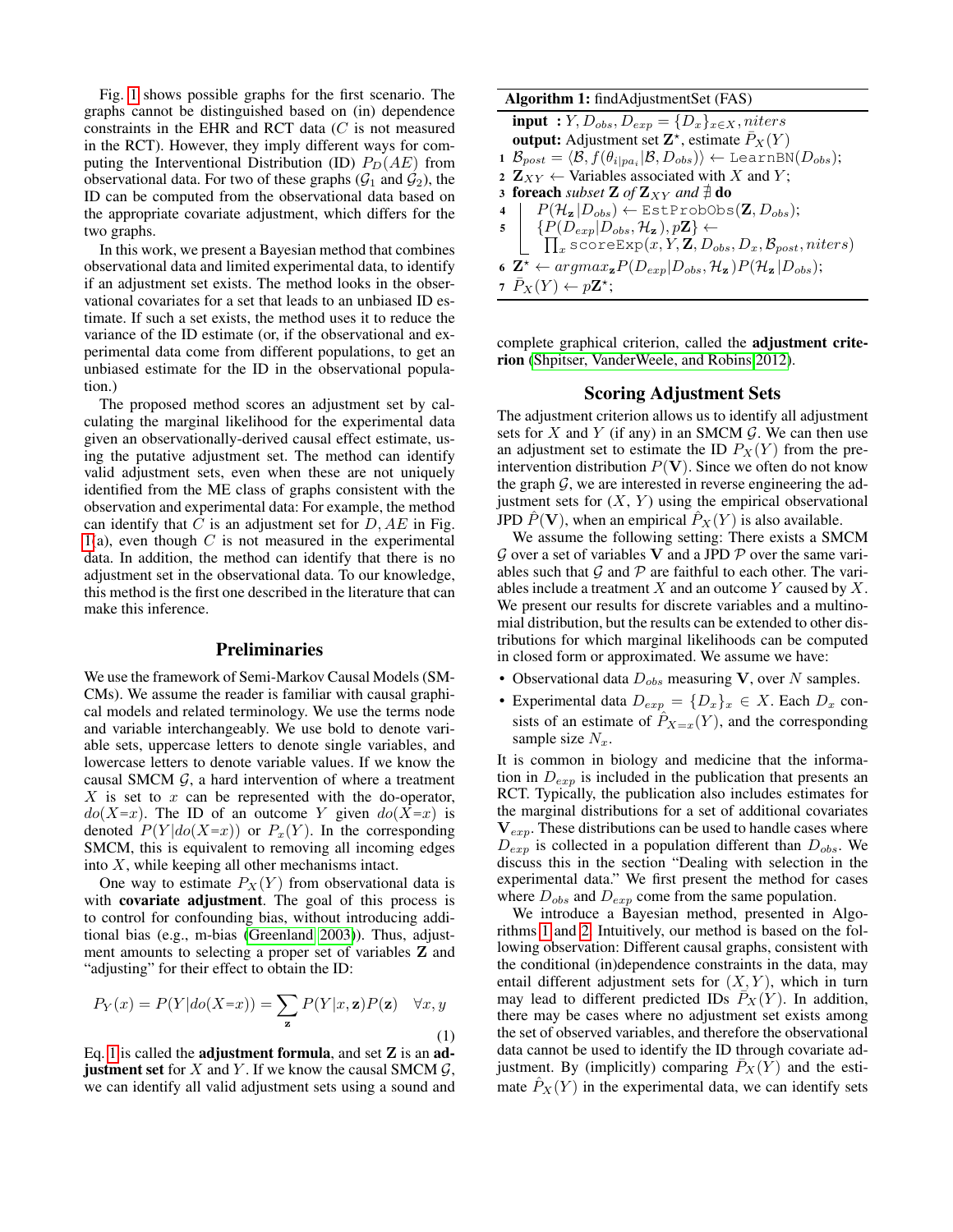Fig. 1 shows possible graphs for the first scenario. The graphs cannot be distinguished based on (in) dependence constraints in the EHR and RCT data ($C$ is not measured in the RCT). However, they imply different ways for computing the Interventional Distribution (ID) $P_D(AE)$ from observational data. For two of these graphs ($\mathcal{G}_1$ and $\mathcal{G}_2$), the ID can be computed from the observational data based on the appropriate covariate adjustment, which differs for the two graphs.

In this work, we present a Bayesian method that combines observational data and limited experimental data, to identify if an adjustment set exists. The method looks in the observational covariates for a set that leads to an unbiased ID estimate. If such a set exists, the method uses it to reduce the variance of the ID estimate (or, if the observational and experimental data come from different populations, to get an unbiased estimate for the ID in the observational population.)

The proposed method scores an adjustment set by calculating the marginal likelihood for the experimental data given an observationally-derived causal effect estimate, using the putative adjustment set. The method can identify valid adjustment sets, even when these are not uniquely identified from the ME class of graphs consistent with the observation and experimental data: For example, the method can identify that $C$ is an adjustment set for $D, AE$ in Fig. 1(a), even though $C$ is not measured in the experimental data. In addition, the method can identify that there is no adjustment set in the observational data. To our knowledge, this method is the first one described in the literature that can make this inference.

## Preliminaries

We use the framework of Semi-Markov Causal Models (SMCMs). We assume the reader is familiar with causal graphical models and related terminology. We use the terms node and variable interchangeably. We use bold to denote variable sets, uppercase letters to denote single variables, and lowercase letters to denote variable values. If we know the causal SMCM $\mathcal{G}$, a hard intervention of where a treatment $X$ is set to $x$ can be represented with the do-operator, $do(X{=}x)$. The ID of an outcome $Y$ given $do(X{=}x)$ is denoted $P(Y|do(X{=}x))$ or $P_x(Y)$. In the corresponding SMCM, this is equivalent to removing all incoming edges into $X$, while keeping all other mechanisms intact.

One way to estimate $P_X(Y)$ from observational data is with **covariate adjustment**. The goal of this process is to control for confounding bias, without introducing additional bias (e.g., m-bias (Greenland 2003)). Thus, adjustment amounts to selecting a proper set of variables $\mathbf{Z}$ and "adjusting" for their effect to obtain the ID:

$$P_Y(x) = P(Y|do(X{=}x)) = \sum_{\mathbf{z}} P(Y|x, \mathbf{z})P(\mathbf{z}) \quad \forall x, y \tag{1}$$

Eq. 1 is called the **adjustment formula**, and set $\mathbf{Z}$ is an **adjustment set** for $X$ and $Y$. If we know the causal SMCM $\mathcal{G}$, we can identify all valid adjustment sets using a sound and complete graphical criterion, called the **adjustment criterion** (Shpitser, VanderWeele, and Robins 2012).

**Algorithm 1:** findAdjustmentSet (FAS)

**input :** $Y, D_{obs}, D_{exp} = \{D_x\}_{x \in X}, niters$
**output:** Adjustment set $\mathbf{Z}^\star$, estimate $\bar{P}_X(Y)$

```
1 B_post = ⟨B, f(θ_{i|pa_i} | B, D_obs)⟩ ← LearnBN(D_obs);
2 Z_XY ← Variables associated with X and Y;
3 foreach subset Z of Z_XY and ∄ do
4     P(H_z | D_obs) ← EstProbObs(Z, D_obs);
5     {P(D_exp | D_obs, H_z), pZ} ←
          ∏_x scoreExp(x, Y, Z, D_obs, D_x, B_post, niters)
6 Z* ← argmax_z P(D_exp | D_obs, H_z) P(H_z | D_obs);
7 P̄_X(Y) ← pZ*;
```

## Scoring Adjustment Sets

The adjustment criterion allows us to identify all adjustment sets for $X$ and $Y$ (if any) in an SMCM $\mathcal{G}$. We can then use an adjustment set to estimate the ID $P_X(Y)$ from the pre-intervention distribution $P(\mathbf{V})$. Since we often do not know the graph $\mathcal{G}$, we are interested in reverse engineering the adjustment sets for $(X, Y)$ using the empirical observational JPD $\hat{P}(\mathbf{V})$, when an empirical $\hat{P}_X(Y)$ is also available.

We assume the following setting: There exists a SMCM $\mathcal{G}$ over a set of variables $\mathbf{V}$ and a JPD $\mathcal{P}$ over the same variables such that $\mathcal{G}$ and $\mathcal{P}$ are faithful to each other. The variables include a treatment $X$ and an outcome $Y$ caused by $X$. We present our results for discrete variables and a multinomial distribution, but the results can be extended to other distributions for which marginal likelihoods can be computed in closed form or approximated. We assume we have:

- Observational data $D_{obs}$ measuring $\mathbf{V}$, over $N$ samples.
- Experimental data $D_{exp} = \{D_x\}_x \in X$. Each $D_x$ consists of an estimate of $\hat{P}_{X=x}(Y)$, and the corresponding sample size $N_x$.

It is common in biology and medicine that the information in $D_{exp}$ is included in the publication that presents an RCT. Typically, the publication also includes estimates for the marginal distributions for a set of additional covariates $\mathbf{V}_{exp}$. These distributions can be used to handle cases where $D_{exp}$ is collected in a population different than $D_{obs}$. We discuss this in the section "Dealing with selection in the experimental data." We first present the method for cases where $D_{obs}$ and $D_{exp}$ come from the same population.

We introduce a Bayesian method, presented in Algorithms 1 and 2. Intuitively, our method is based on the following observation: Different causal graphs, consistent with the conditional (in)dependence constraints in the data, may entail different adjustment sets for $(X, Y)$, which in turn may lead to different predicted IDs $\bar{P}_X(Y)$. In addition, there may be cases where no adjustment set exists among the set of observed variables, and therefore the observational data cannot be used to identify the ID through covariate adjustment. By (implicitly) comparing $\bar{P}_X(Y)$ and the estimate $\hat{P}_X(Y)$ in the experimental data, we can identify sets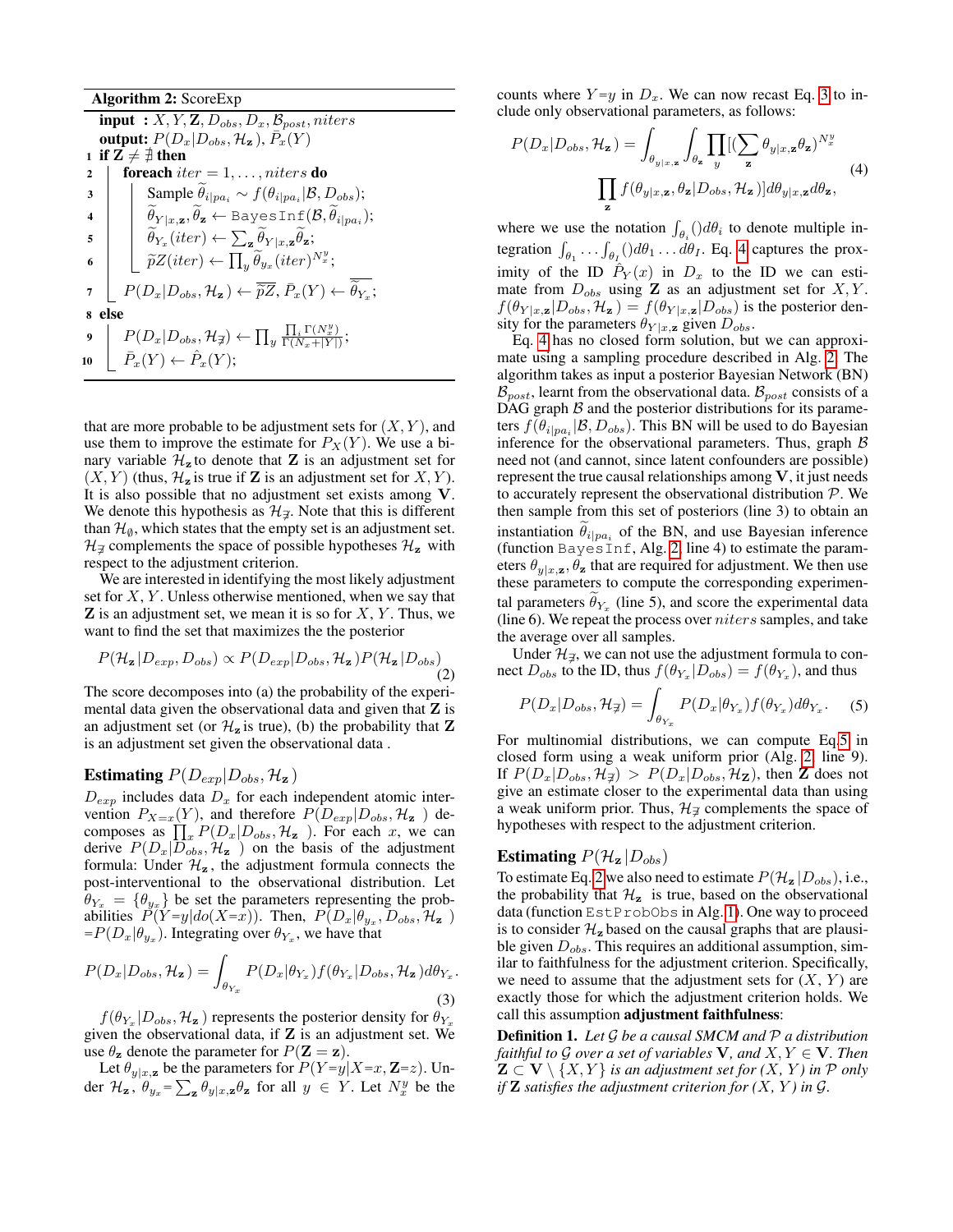**Algorithm 2:** ScoreExp

```
input  : X, Y, Z, D_obs, D_x, B_post, niters
output: P(D_x|D_obs, H_z), P̄_x(Y)
1  if Z ≠ ∄ then
2  |  foreach iter = 1, ..., niters do
3  |  |  Sample θ̃_{i|pa_i} ~ f(θ_{i|pa_i}|B, D_obs);
4  |  |  θ̃_{Y|x,z}, θ̃_z ← BayesInf(B, θ̃_{i|pa_i});
5  |  |  θ̃_{Y_x}(iter) ← Σ_z θ̃_{Y|x,z} θ̃_z;
6  |  |_ p̃Z(iter) ← Π_y θ̃_{y_x}(iter)^{N_x^y};
7  |_ P(D_x|D_obs, H_z) ← mean(p̃Z), P̄_x(Y) ← mean(θ̃_{Y_x});
8  else
9  |  P(D_x|D_obs, H_∄) ← Π_y [Π_i Γ(N_x^y)] / [Γ(N_x + |Y|)];
10 |_ P̄_x(Y) ← P̂_x(Y);
```

that are more probable to be adjustment sets for $(X, Y)$, and use them to improve the estimate for $P_X(Y)$. We use a binary variable $\mathcal{H}_{\mathbf{z}}$ to denote that $\mathbf{Z}$ is an adjustment set for $(X, Y)$ (thus, $\mathcal{H}_{\mathbf{z}}$ is true if $\mathbf{Z}$ is an adjustment set for $X, Y$). It is also possible that no adjustment set exists among $\mathbf{V}$. We denote this hypothesis as $\mathcal{H}_{\nexists}$. Note that this is different than $\mathcal{H}_{\emptyset}$, which states that the empty set is an adjustment set. $\mathcal{H}_{\nexists}$ complements the space of possible hypotheses $\mathcal{H}_{\mathbf{z}}$ with respect to the adjustment criterion.

We are interested in identifying the most likely adjustment set for $X, Y$. Unless otherwise mentioned, when we say that $\mathbf{Z}$ is an adjustment set, we mean it is so for $X, Y$. Thus, we want to find the set that maximizes the the posterior

$$P(\mathcal{H}_{\mathbf{z}}|D_{exp}, D_{obs}) \propto P(D_{exp}|D_{obs}, \mathcal{H}_{\mathbf{z}})P(\mathcal{H}_{\mathbf{z}}|D_{obs}) \tag{2}$$

The score decomposes into (a) the probability of the experimental data given the observational data and given that $\mathbf{Z}$ is an adjustment set (or $\mathcal{H}_{\mathbf{z}}$ is true), (b) the probability that $\mathbf{Z}$ is an adjustment set given the observational data .

## Estimating $P(D_{exp}|D_{obs}, \mathcal{H}_{\mathbf{z}})$

$D_{exp}$ includes data $D_x$ for each independent atomic intervention $P_{X=x}(Y)$, and therefore $P(D_{exp}|D_{obs}, \mathcal{H}_{\mathbf{z}})$ decomposes as $\prod_x P(D_x|D_{obs}, \mathcal{H}_{\mathbf{z}})$. For each $x$, we can derive $P(D_x|D_{obs}, \mathcal{H}_{\mathbf{z}})$ on the basis of the adjustment formula: Under $\mathcal{H}_{\mathbf{z}}$, the adjustment formula connects the post-interventional to the observational distribution. Let $\theta_{Y_x} = \{\theta_{y_x}\}$ be set the parameters representing the probabilities $P(Y{=}y|do(X{=}x))$. Then, $P(D_x|\theta_{y_x}, D_{obs}, \mathcal{H}_{\mathbf{z}})$ $=P(D_x|\theta_{y_x})$. Integrating over $\theta_{Y_x}$, we have that

$$P(D_x|D_{obs}, \mathcal{H}_{\mathbf{z}}) = \int_{\theta_{Y_x}} P(D_x|\theta_{Y_x}) f(\theta_{Y_x}|D_{obs}, \mathcal{H}_{\mathbf{z}}) d\theta_{Y_x}. \tag{3}$$

$f(\theta_{Y_x}|D_{obs}, \mathcal{H}_{\mathbf{z}})$ represents the posterior density for $\theta_{Y_x}$ given the observational data, if $\mathbf{Z}$ is an adjustment set. We use $\theta_{\mathbf{z}}$ denote the parameter for $P(\mathbf{Z} = \mathbf{z})$.

Let $\theta_{y|x,\mathbf{z}}$ be the parameters for $P(Y{=}y|X{=}x, \mathbf{Z}{=}z)$. Under $\mathcal{H}_{\mathbf{z}}$, $\theta_{y_x} = \sum_{\mathbf{z}} \theta_{y|x,\mathbf{z}}\theta_{\mathbf{z}}$ for all $y \in Y$. Let $N_x^y$ be the counts where $Y{=}y$ in $D_x$. We can now recast Eq. 3 to include only observational parameters, as follows:

$$P(D_x|D_{obs}, \mathcal{H}_{\mathbf{z}}) = \int_{\theta_{y|x,\mathbf{z}}} \int_{\theta_{\mathbf{z}}} \prod_y [(\sum_{\mathbf{z}} \theta_{y|x,\mathbf{z}}\theta_{\mathbf{z}})^{N_x^y} \prod_{\mathbf{z}} f(\theta_{y|x,\mathbf{z}}, \theta_{\mathbf{z}}|D_{obs}, \mathcal{H}_{\mathbf{z}})] d\theta_{y|x,\mathbf{z}} d\theta_{\mathbf{z}}, \tag{4}$$

where we use the notation $\int_{\theta_i}()d\theta_i$ to denote multiple integration $\int_{\theta_1} \dots \int_{\theta_I}()d\theta_1 \dots d\theta_I$. Eq. 4 captures the proximity of the ID $\hat{P}_Y(x)$ in $D_x$ to the ID we can estimate from $D_{obs}$ using $\mathbf{Z}$ as an adjustment set for $X, Y$. $f(\theta_{Y|x,\mathbf{z}}|D_{obs}, \mathcal{H}_{\mathbf{z}}) = f(\theta_{Y|x,\mathbf{z}}|D_{obs})$ is the posterior density for the parameters $\theta_{Y|x,\mathbf{z}}$ given $D_{obs}$.

Eq. 4 has no closed form solution, but we can approximate using a sampling procedure described in Alg. 2. The algorithm takes as input a posterior Bayesian Network (BN) $\mathcal{B}_{post}$, learnt from the observational data. $\mathcal{B}_{post}$ consists of a DAG graph $\mathcal{B}$ and the posterior distributions for its parameters $f(\theta_{i|pa_i}|\mathcal{B}, D_{obs})$. This BN will be used to do Bayesian inference for the observational parameters. Thus, graph $\mathcal{B}$ need not (and cannot, since latent confounders are possible) represent the true causal relationships among $\mathbf{V}$, it just needs to accurately represent the observational distribution $\mathcal{P}$. We then sample from this set of posteriors (line 3) to obtain an instantiation $\widetilde{\theta}_{i|pa_i}$ of the BN, and use Bayesian inference (function `BayesInf`, Alg. 2, line 4) to estimate the parameters $\theta_{y|x,\mathbf{z}}, \theta_{\mathbf{z}}$ that are required for adjustment. We then use these parameters to compute the corresponding experimental parameters $\widetilde{\theta}_{Y_x}$ (line 5), and score the experimental data (line 6). We repeat the process over $niters$ samples, and take the average over all samples.

Under $\mathcal{H}_{\nexists}$, we can not use the adjustment formula to connect $D_{obs}$ to the ID, thus $f(\theta_{Y_x}|D_{obs}) = f(\theta_{Y_x})$, and thus

$$P(D_x|D_{obs}, \mathcal{H}_{\nexists}) = \int_{\theta_{Y_x}} P(D_x|\theta_{Y_x}) f(\theta_{Y_x}) d\theta_{Y_x}. \tag{5}$$

For multinomial distributions, we can compute Eq.5 in closed form using a weak uniform prior (Alg. 2, line 9). If $P(D_x|D_{obs}, \mathcal{H}_{\nexists}) > P(D_x|D_{obs}, \mathcal{H}_{\mathbf{Z}})$, then $\mathbf{Z}$ does not give an estimate closer to the experimental data than using a weak uniform prior. Thus, $\mathcal{H}_{\nexists}$ complements the space of hypotheses with respect to the adjustment criterion.

## Estimating $P(\mathcal{H}_{\mathbf{z}}|D_{obs})$

To estimate Eq. 2 we also need to estimate $P(\mathcal{H}_{\mathbf{z}}|D_{obs})$, i.e., the probability that $\mathcal{H}_{\mathbf{z}}$ is true, based on the observational data (function `EstProbObs` in Alg. 1). One way to proceed is to consider $\mathcal{H}_{\mathbf{z}}$ based on the causal graphs that are plausible given $D_{obs}$. This requires an additional assumption, similar to faithfulness for the adjustment criterion. Specifically, we need to assume that the adjustment sets for $(X, Y)$ are exactly those for which the adjustment criterion holds. We call this assumption **adjustment faithfulness**:

**Definition 1.** *Let $\mathcal{G}$ be a causal SMCM and $\mathcal{P}$ a distribution faithful to $\mathcal{G}$ over a set of variables $\mathbf{V}$, and $X, Y \in \mathbf{V}$. Then $\mathbf{Z} \subset \mathbf{V} \setminus \{X, Y\}$ is an adjustment set for $(X, Y)$ in $\mathcal{P}$ only if $\mathbf{Z}$ satisfies the adjustment criterion for $(X, Y)$ in $\mathcal{G}$.*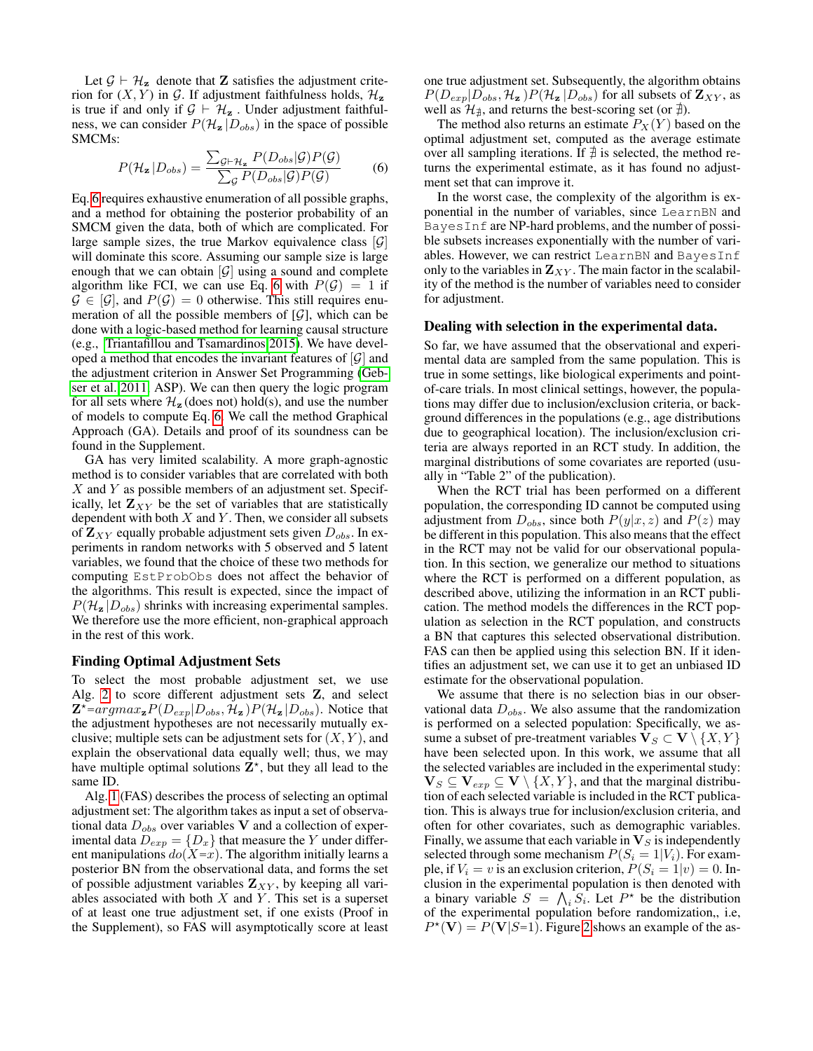Let $\mathcal{G} \vdash \mathcal{H}_{\mathbf{z}}$ denote that $\mathbf{Z}$ satisfies the adjustment criterion for $(X, Y)$ in $\mathcal{G}$. If adjustment faithfulness holds, $\mathcal{H}_{\mathbf{z}}$ is true if and only if $\mathcal{G} \vdash \mathcal{H}_{\mathbf{z}}$ . Under adjustment faithfulness, we can consider $P(\mathcal{H}_{\mathbf{z}}|D_{obs})$ in the space of possible SMCMs:

$$P(\mathcal{H}_{\mathbf{z}}|D_{obs}) = \frac{\sum_{\mathcal{G} \vdash \mathcal{H}_{\mathbf{z}}} P(D_{obs}|\mathcal{G})P(\mathcal{G})}{\sum_{\mathcal{G}} P(D_{obs}|\mathcal{G})P(\mathcal{G})} \tag{6}$$

Eq. 6 requires exhaustive enumeration of all possible graphs, and a method for obtaining the posterior probability of an SMCM given the data, both of which are complicated. For large sample sizes, the true Markov equivalence class $[\mathcal{G}]$ will dominate this score. Assuming our sample size is large enough that we can obtain $[\mathcal{G}]$ using a sound and complete algorithm like FCI, we can use Eq. 6 with $P(\mathcal{G}) = 1$ if $\mathcal{G} \in [\mathcal{G}]$, and $P(\mathcal{G}) = 0$ otherwise. This still requires enumeration of all the possible members of $[\mathcal{G}]$, which can be done with a logic-based method for learning causal structure (e.g., Triantafillou and Tsamardinos 2015). We have developed a method that encodes the invariant features of $[\mathcal{G}]$ and the adjustment criterion in Answer Set Programming (Gebser et al. 2011, ASP). We can then query the logic program for all sets where $\mathcal{H}_{\mathbf{z}}$ (does not) hold(s), and use the number of models to compute Eq. 6. We call the method Graphical Approach (GA). Details and proof of its soundness can be found in the Supplement.

GA has very limited scalability. A more graph-agnostic method is to consider variables that are correlated with both $X$ and $Y$ as possible members of an adjustment set. Specifically, let $\mathbf{Z}_{XY}$ be the set of variables that are statistically dependent with both $X$ and $Y$. Then, we consider all subsets of $\mathbf{Z}_{XY}$ equally probable adjustment sets given $D_{obs}$. In experiments in random networks with 5 observed and 5 latent variables, we found that the choice of these two methods for computing `EstProbObs` does not affect the behavior of the algorithms. This result is expected, since the impact of $P(\mathcal{H}_{\mathbf{z}}|D_{obs})$ shrinks with increasing experimental samples. We therefore use the more efficient, non-graphical approach in the rest of this work.

### Finding Optimal Adjustment Sets

To select the most probable adjustment set, we use Alg. 2 to score different adjustment sets $\mathbf{Z}$, and select $\mathbf{Z}^{\star}$=$argmax_{\mathbf{z}} P(D_{exp}|D_{obs}, \mathcal{H}_{\mathbf{z}})P(\mathcal{H}_{\mathbf{z}}|D_{obs})$. Notice that the adjustment hypotheses are not necessarily mutually exclusive; multiple sets can be adjustment sets for $(X, Y)$, and explain the observational data equally well; thus, we may have multiple optimal solutions $\mathbf{Z}^{\star}$, but they all lead to the same ID.

Alg. 1 (FAS) describes the process of selecting an optimal adjustment set: The algorithm takes as input a set of observational data $D_{obs}$ over variables $\mathbf{V}$ and a collection of experimental data $D_{exp} = \{D_x\}$ that measure the $Y$ under different manipulations $do(X{=}x)$. The algorithm initially learns a posterior BN from the observational data, and forms the set of possible adjustment variables $\mathbf{Z}_{XY}$, by keeping all variables associated with both $X$ and $Y$. This set is a superset of at least one true adjustment set, if one exists (Proof in the Supplement), so FAS will asymptotically score at least one true adjustment set. Subsequently, the algorithm obtains $P(D_{exp}|D_{obs}, \mathcal{H}_{\mathbf{z}})P(\mathcal{H}_{\mathbf{z}}|D_{obs})$ for all subsets of $\mathbf{Z}_{XY}$, as well as $\mathcal{H}_{\nexists}$, and returns the best-scoring set (or $\nexists$).

The method also returns an estimate $P_X(Y)$ based on the optimal adjustment set, computed as the average estimate over all sampling iterations. If $\nexists$ is selected, the method returns the experimental estimate, as it has found no adjustment set that can improve it.

In the worst case, the complexity of the algorithm is exponential in the number of variables, since `LearnBN` and `BayesInf` are NP-hard problems, and the number of possible subsets increases exponentially with the number of variables. However, we can restrict `LearnBN` and `BayesInf` only to the variables in $\mathbf{Z}_{XY}$. The main factor in the scalability of the method is the number of variables need to consider for adjustment.

### Dealing with selection in the experimental data.

So far, we have assumed that the observational and experimental data are sampled from the same population. This is true in some settings, like biological experiments and point-of-care trials. In most clinical settings, however, the populations may differ due to inclusion/exclusion criteria, or background differences in the populations (e.g., age distributions due to geographical location). The inclusion/exclusion criteria are always reported in an RCT study. In addition, the marginal distributions of some covariates are reported (usually in "Table 2" of the publication).

When the RCT trial has been performed on a different population, the corresponding ID cannot be computed using adjustment from $D_{obs}$, since both $P(y|x, z)$ and $P(z)$ may be different in this population. This also means that the effect in the RCT may not be valid for our observational population. In this section, we generalize our method to situations where the RCT is performed on a different population, as described above, utilizing the information in an RCT publication. The method models the differences in the RCT population as selection in the RCT population, and constructs a BN that captures this selected observational distribution. FAS can then be applied using this selection BN. If it identifies an adjustment set, we can use it to get an unbiased ID estimate for the observational population.

We assume that there is no selection bias in our observational data $D_{obs}$. We also assume that the randomization is performed on a selected population: Specifically, we assume a subset of pre-treatment variables $\mathbf{V}_S \subset \mathbf{V} \setminus \{X, Y\}$ have been selected upon. In this work, we assume that all the selected variables are included in the experimental study: $\mathbf{V}_S \subseteq \mathbf{V}_{exp} \subseteq \mathbf{V} \setminus \{X, Y\}$, and that the marginal distribution of each selected variable is included in the RCT publication. This is always true for inclusion/exclusion criteria, and often for other covariates, such as demographic variables. Finally, we assume that each variable in $\mathbf{V}_S$ is independently selected through some mechanism $P(S_i = 1|V_i)$. For example, if $V_i = v$ is an exclusion criterion, $P(S_i = 1|v) = 0$. Inclusion in the experimental population is then denoted with a binary variable $S = \bigwedge_i S_i$. Let $P^{\star}$ be the distribution of the experimental population before randomization,, i.e, $P^{\star}(\mathbf{V}) = P(\mathbf{V}|S{=}1)$. Figure 2 shows an example of the as-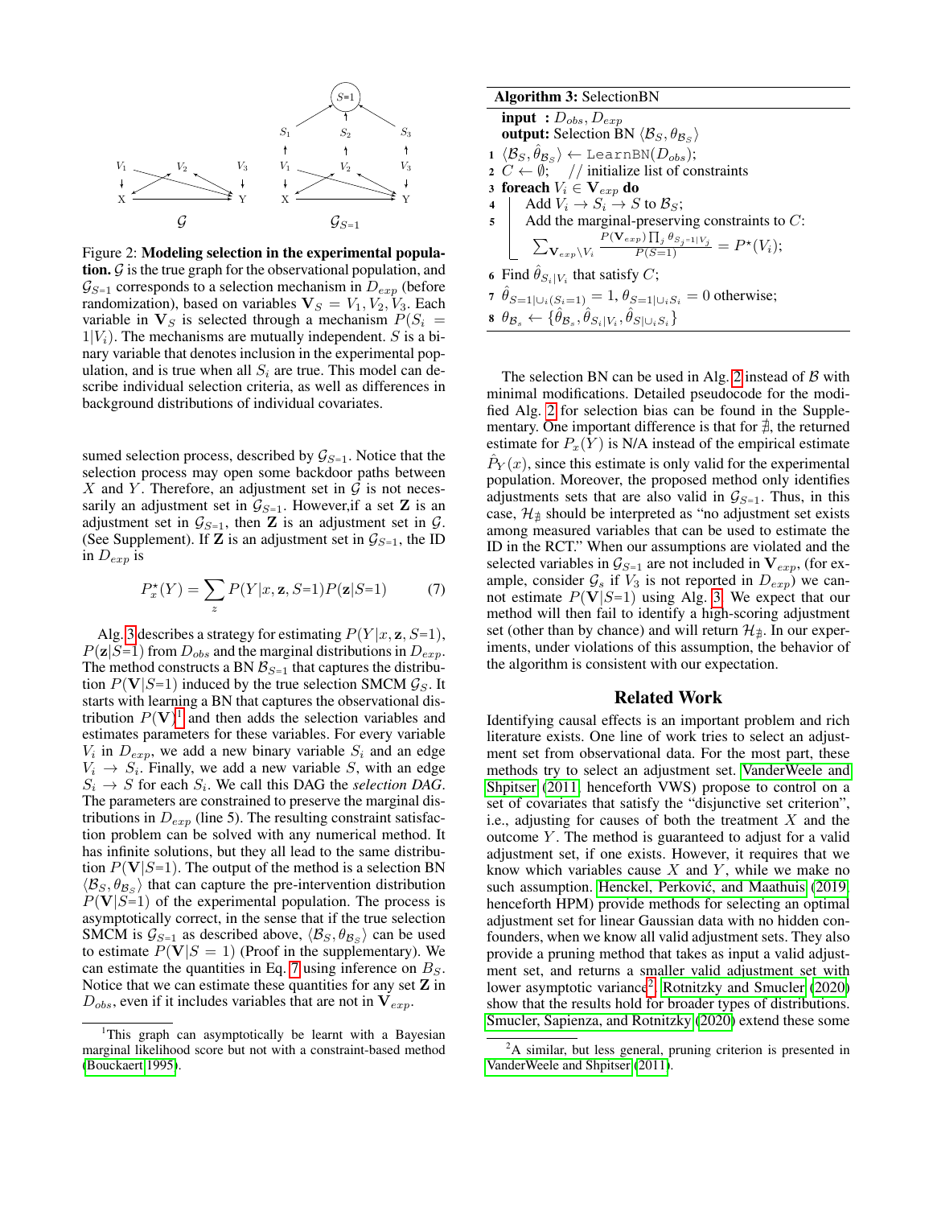Figure 2: **Modeling selection in the experimental population.** $\mathcal{G}$ is the true graph for the observational population, and $\mathcal{G}_{S=1}$ corresponds to a selection mechanism in $D_{exp}$ (before randomization), based on variables $\mathbf{V}_S = V_1, V_2, V_3$. Each variable in $\mathbf{V}_S$ is selected through a mechanism $P(S_i = 1|V_i)$. The mechanisms are mutually independent. $S$ is a binary variable that denotes inclusion in the experimental population, and is true when all $S_i$ are true. This model can describe individual selection criteria, as well as differences in background distributions of individual covariates.

sumed selection process, described by $\mathcal{G}_{S=1}$. Notice that the selection process may open some backdoor paths between $X$ and $Y$. Therefore, an adjustment set in $\mathcal{G}$ is not necessarily an adjustment set in $\mathcal{G}_{S=1}$. However,if a set $\mathbf{Z}$ is an adjustment set in $\mathcal{G}_{S=1}$, then $\mathbf{Z}$ is an adjustment set in $\mathcal{G}$. (See Supplement). If $\mathbf{Z}$ is an adjustment set in $\mathcal{G}_{S=1}$, the ID in $D_{exp}$ is

$$P^\star_x(Y) = \sum_z P(Y|x, \mathbf{z}, S{=}1)P(\mathbf{z}|S{=}1) \tag{7}$$

Alg. 3 describes a strategy for estimating $P(Y|x, \mathbf{z}, S{=}1)$, $P(\mathbf{z}|S{=}1)$ from $D_{obs}$ and the marginal distributions in $D_{exp}$. The method constructs a BN $\mathcal{B}_{S=1}$ that captures the distribution $P(\mathbf{V}|S{=}1)$ induced by the true selection SMCM $\mathcal{G}_S$. It starts with learning a BN that captures the observational distribution $P(\mathbf{V})$[1] and then adds the selection variables and estimates parameters for these variables. For every variable $V_i$ in $D_{exp}$, we add a new binary variable $S_i$ and an edge $V_i \to S_i$. Finally, we add a new variable $S$, with an edge $S_i \to S$ for each $S_i$. We call this DAG the *selection DAG*. The parameters are constrained to preserve the marginal distributions in $D_{exp}$ (line 5). The resulting constraint satisfaction problem can be solved with any numerical method. It has infinite solutions, but they all lead to the same distribution $P(\mathbf{V}|S{=}1)$. The output of the method is a selection BN $\langle \mathcal{B}_S, \theta_{\mathcal{B}_S} \rangle$ that can capture the pre-intervention distribution $P(\mathbf{V}|S{=}1)$ of the experimental population. The process is asymptotically correct, in the sense that if the true selection SMCM is $\mathcal{G}_{S=1}$ as described above, $\langle \mathcal{B}_S, \theta_{\mathcal{B}_S} \rangle$ can be used to estimate $P(\mathbf{V}|S = 1)$ (Proof in the supplementary). We can estimate the quantities in Eq. 7 using inference on $B_S$. Notice that we can estimate these quantities for any set $\mathbf{Z}$ in $D_{obs}$, even if it includes variables that are not in $\mathbf{V}_{exp}$.

[1] This graph can asymptotically be learnt with a Bayesian marginal likelihood score but not with a constraint-based method (Bouckaert 1995).

**Algorithm 3:** SelectionBN

**input :** $D_{obs}, D_{exp}$
**output:** Selection BN $\langle \mathcal{B}_S, \theta_{\mathcal{B}_S} \rangle$

1. $\langle \mathcal{B}_S, \hat{\theta}_{\mathcal{B}_S} \rangle \leftarrow$ `LearnBN`$(D_{obs})$;
2. $C \leftarrow \emptyset$; // initialize list of constraints
3. **foreach** $V_i \in \mathbf{V}_{exp}$ **do**
4. Add $V_i \to S_i \to S$ to $\mathcal{B}_S$;
5. Add the marginal-preserving constraints to $C$: $\sum_{\mathbf{V}_{exp} \setminus V_i} \frac{P(\mathbf{V}_{exp}) \prod_j \theta_{S_j=1|V_j}}{P(S=1)} = P^\star(V_i)$;
6. Find $\hat{\theta}_{S_i|V_i}$ that satisfy $C$;
7. $\hat{\theta}_{S=1|\cup_i(S_i=1)} = 1$, $\theta_{S=1|\cup_i S_i} = 0$ otherwise;
8. $\theta_{\mathcal{B}_s} \leftarrow \{\hat{\theta}_{\mathcal{B}_s}, \hat{\theta}_{S_i|V_i}, \hat{\theta}_{S|\cup_i S_i}\}$

The selection BN can be used in Alg. 2 instead of $\mathcal{B}$ with minimal modifications. Detailed pseudocode for the modified Alg. 2 for selection bias can be found in the Supplementary. One important difference is that for $\nexists$, the returned estimate for $P_x(Y)$ is N/A instead of the empirical estimate $\hat{P}_Y(x)$, since this estimate is only valid for the experimental population. Moreover, the proposed method only identifies adjustments sets that are also valid in $\mathcal{G}_{S=1}$. Thus, in this case, $\mathcal{H}_\nexists$ should be interpreted as "no adjustment set exists among measured variables that can be used to estimate the ID in the RCT." When our assumptions are violated and the selected variables in $\mathcal{G}_{S=1}$ are not included in $\mathbf{V}_{exp}$, (for example, consider $\mathcal{G}_s$ if $V_3$ is not reported in $D_{exp}$) we cannot estimate $P(\mathbf{V}|S{=}1)$ using Alg. 3. We expect that our method will then fail to identify a high-scoring adjustment set (other than by chance) and will return $\mathcal{H}_\nexists$. In our experiments, under violations of this assumption, the behavior of the algorithm is consistent with our expectation.

## Related Work

Identifying causal effects is an important problem and rich literature exists. One line of work tries to select an adjustment set from observational data. For the most part, these methods try to select an adjustment set. VanderWeele and Shpitser (2011, henceforth VWS) propose to control on a set of covariates that satisfy the "disjunctive set criterion", i.e., adjusting for causes of both the treatment $X$ and the outcome $Y$. The method is guaranteed to adjust for a valid adjustment set, if one exists. However, it requires that we know which variables cause $X$ and $Y$, while we make no such assumption. Henckel, Perković, and Maathuis (2019, henceforth HPM) provide methods for selecting an optimal adjustment set for linear Gaussian data with no hidden confounders, when we know all valid adjustment sets. They also provide a pruning method that takes as input a valid adjustment set, and returns a smaller valid adjustment set with lower asymptotic variance[2]. Rotnitzky and Smucler (2020) show that the results hold for broader types of distributions. Smucler, Sapienza, and Rotnitzky (2020) extend these some

[2] A similar, but less general, pruning criterion is presented in VanderWeele and Shpitser (2011).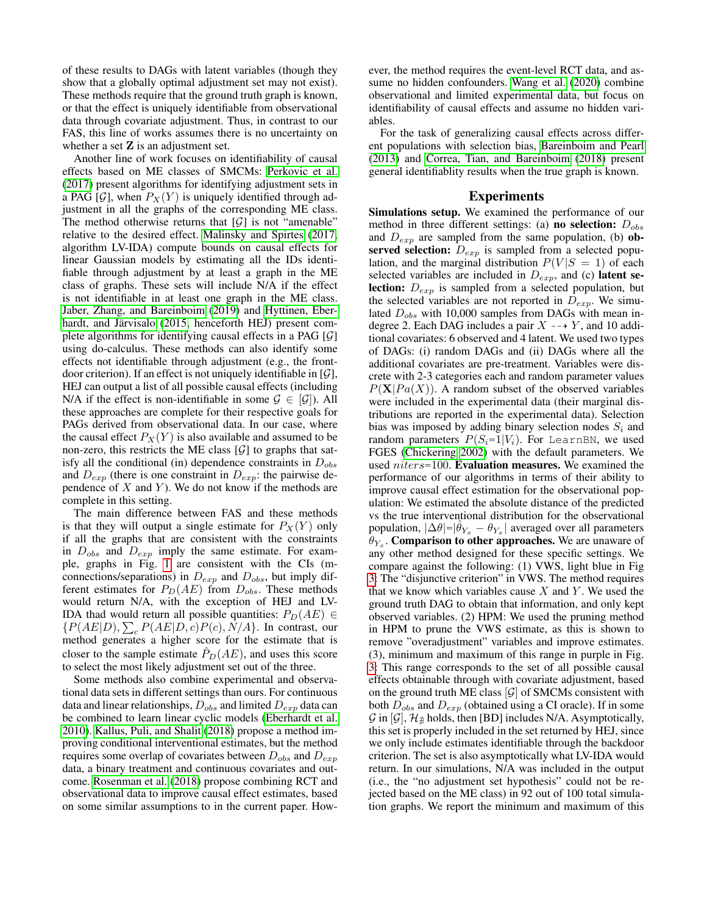of these results to DAGs with latent variables (though they show that a globally optimal adjustment set may not exist). These methods require that the ground truth graph is known, or that the effect is uniquely identifiable from observational data through covariate adjustment. Thus, in contrast to our FAS, this line of works assumes there is no uncertainty on whether a set $\mathbf{Z}$ is an adjustment set.

Another line of work focuses on identifiability of causal effects based on ME classes of SMCMs: Perkovic et al. (2017) present algorithms for identifying adjustment sets in a PAG $[\mathcal{G}]$, when $P_X(Y)$ is uniquely identified through adjustment in all the graphs of the corresponding ME class. The method otherwise returns that $[\mathcal{G}]$ is not "amenable" relative to the desired effect. Malinsky and Spirtes (2017, algorithm LV-IDA) compute bounds on causal effects for linear Gaussian models by estimating all the IDs identifiable through adjustment by at least a graph in the ME class of graphs. These sets will include N/A if the effect is not identifiable in at least one graph in the ME class. Jaber, Zhang, and Bareinboim (2019) and Hyttinen, Eberhardt, and Järvisalo (2015, henceforth HEJ) present complete algorithms for identifying causal effects in a PAG $[\mathcal{G}]$ using do-calculus. These methods can also identify some effects not identifiable through adjustment (e.g., the front-door criterion). If an effect is not uniquely identifiable in $[\mathcal{G}]$, HEJ can output a list of all possible causal effects (including N/A if the effect is non-identifiable in some $\mathcal{G} \in [\mathcal{G}]$). All these approaches are complete for their respective goals for PAGs derived from observational data. In our case, where the causal effect $P_X(Y)$ is also available and assumed to be non-zero, this restricts the ME class $[\mathcal{G}]$ to graphs that satisfy all the conditional (in) dependence constraints in $D_{obs}$ and $D_{exp}$ (there is one constraint in $D_{exp}$: the pairwise dependence of $X$ and $Y$). We do not know if the methods are complete in this setting.

The main difference between FAS and these methods is that they will output a single estimate for $P_X(Y)$ only if all the graphs that are consistent with the constraints in $D_{obs}$ and $D_{exp}$ imply the same estimate. For example, graphs in Fig. 1 are consistent with the CIs (m-connections/separations) in $D_{exp}$ and $D_{obs}$, but imply different estimates for $P_D(AE)$ from $D_{obs}$. These methods would return N/A, with the exception of HEJ and LV-IDA thad would return all possible quantities: $P_D(AE) \in \{P(AE|D), \sum_c P(AE|D,c)P(c), N/A\}$. In contrast, our method generates a higher score for the estimate that is closer to the sample estimate $\hat{P}_D(AE)$, and uses this score to select the most likely adjustment set out of the three.

Some methods also combine experimental and observational data sets in different settings than ours. For continuous data and linear relationships, $D_{obs}$ and limited $D_{exp}$ data can be combined to learn linear cyclic models (Eberhardt et al. 2010). Kallus, Puli, and Shalit (2018) propose a method improving conditional interventional estimates, but the method requires some overlap of covariates between $D_{obs}$ and $D_{exp}$ data, a binary treatment and continuous covariates and outcome. Rosenman et al. (2018) propose combining RCT and observational data to improve causal effect estimates, based on some similar assumptions to in the current paper. However, the method requires the event-level RCT data, and assume no hidden confounders. Wang et al. (2020) combine observational and limited experimental data, but focus on identifiability of causal effects and assume no hidden variables.

For the task of generalizing causal effects across different populations with selection bias, Bareinboim and Pearl (2013) and Correa, Tian, and Bareinboim (2018) present general identifiablity results when the true graph is known.

## Experiments

**Simulations setup.** We examined the performance of our method in three different settings: (a) **no selection:** $D_{obs}$ and $D_{exp}$ are sampled from the same population, (b) **observed selection:** $D_{exp}$ is sampled from a selected population, and the marginal distribution $P(V|S=1)$ of each selected variables are included in $D_{exp}$, and (c) **latent selection:** $D_{exp}$ is sampled from a selected population, but the selected variables are not reported in $D_{exp}$. We simulated $D_{obs}$ with 10,000 samples from DAGs with mean in-degree 2. Each DAG includes a pair $X \dashrightarrow Y$, and 10 additional covariates: 6 observed and 4 latent. We used two types of DAGs: (i) random DAGs and (ii) DAGs where all the additional covariates are pre-treatment. Variables were discrete with 2-3 categories each and random parameter values $P(\mathbf{X}|Pa(X))$. A random subset of the observed variables were included in the experimental data (their marginal distributions are reported in the experimental data). Selection bias was imposed by adding binary selection nodes $S_i$ and random parameters $P(S_i{=}1|V_i)$. For LearnBN, we used FGES (Chickering 2002) with the default parameters. We used $niters$=100. **Evaluation measures.** We examined the performance of our algorithms in terms of their ability to improve causal effect estimation for the observational population: We estimated the absolute distance of the predicted vs the true interventional distribution for the observational population, $|\Delta\theta| = |\hat{\theta}_{Y_x} - \theta_{Y_x}|$ averaged over all parameters $\theta_{Y_x}$. **Comparison to other approaches.** We are unaware of any other method designed for these specific settings. We compare against the following: (1) VWS, light blue in Fig 3: The "disjunctive criterion" in VWS. The method requires that we know which variables cause $X$ and $Y$. We used the ground truth DAG to obtain that information, and only kept observed variables. (2) HPM: We used the pruning method in HPM to prune the VWS estimate, as this is shown to remove "overadjustment" variables and improve estimates. (3), minimum and maximum of this range in purple in Fig. 3: This range corresponds to the set of all possible causal effects obtainable through with covariate adjustment, based on the ground truth ME class $[\mathcal{G}]$ of SMCMs consistent with both $D_{obs}$ and $D_{exp}$ (obtained using a CI oracle). If in some $\mathcal{G}$ in $[\mathcal{G}]$, $\mathcal{H}_{\nexists}$ holds, then [BD] includes N/A. Asymptotically, this set is properly included in the set returned by HEJ, since we only include estimates identifiable through the backdoor criterion. The set is also asymptotically what LV-IDA would return. In our simulations, N/A was included in the output (i.e., the "no adjustment set hypothesis" could not be rejected based on the ME class) in 92 out of 100 total simulation graphs. We report the minimum and maximum of this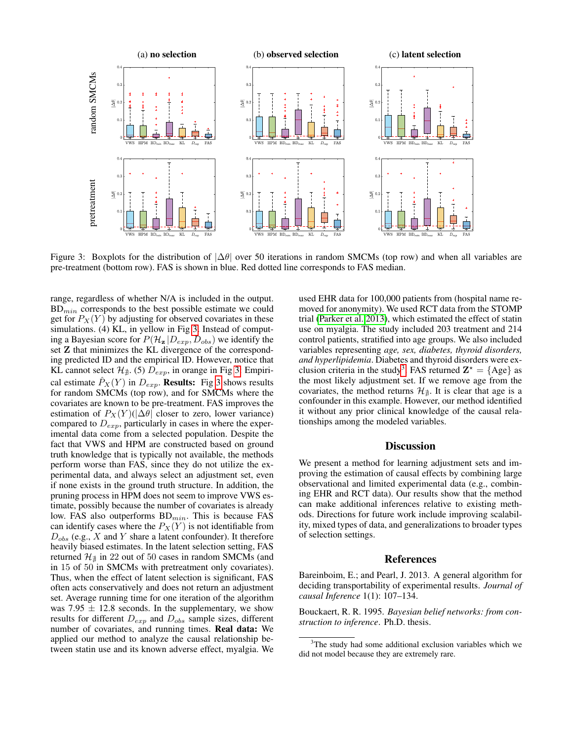Figure 3: Boxplots for the distribution of $|\Delta\theta|$ over 50 iterations in random SMCMs (top row) and when all variables are pre-treatment (bottom row). FAS is shown in blue. Red dotted line corresponds to FAS median.

range, regardless of whether N/A is included in the output. $\text{BD}_{min}$ corresponds to the best possible estimate we could get for $P_X(Y)$ by adjusting for observed covariates in these simulations. (4) KL, in yellow in Fig 3. Instead of computing a Bayesian score for $P(\mathcal{H}_{\mathbf{z}}|D_{exp}, D_{obs})$ we identify the set $\mathbf{Z}$ that minimizes the KL divergence of the corresponding predicted ID and the empirical ID. However, notice that KL cannot select $\mathcal{H}_{\sharp}$. (5) $D_{exp}$, in orange in Fig 3. Empirical estimate $\hat{P}_X(Y)$ in $D_{exp}$. **Results:** Fig 3 shows results for random SMCMs (top row), and for SMCMs where the covariates are known to be pre-treatment. FAS improves the estimation of $P_X(Y)(|\Delta\theta|$ closer to zero, lower variance) compared to $D_{exp}$, particularly in cases in where the experimental data come from a selected population. Despite the fact that VWS and HPM are constructed based on ground truth knowledge that is typically not available, the methods perform worse than FAS, since they do not utilize the experimental data, and always select an adjustment set, even if none exists in the ground truth structure. In addition, the pruning process in HPM does not seem to improve VWS estimate, possibly because the number of covariates is already low. FAS also outperforms $\text{BD}_{min}$. This is because FAS can identify cases where the $P_X(Y)$ is not identifiable from $D_{obs}$ (e.g., $X$ and $Y$ share a latent confounder). It therefore heavily biased estimates. In the latent selection setting, FAS returned $\mathcal{H}_{\sharp}$ in 22 out of 50 cases in random SMCMs (and in 15 of 50 in SMCMs with pretreatment only covariates). Thus, when the effect of latent selection is significant, FAS often acts conservatively and does not return an adjustment set. Average running time for one iteration of the algorithm was $7.95 \pm 12.8$ seconds. In the supplementary, we show results for different $D_{exp}$ and $D_{obs}$ sample sizes, different number of covariates, and running times. **Real data:** We applied our method to analyze the causal relationship between statin use and its known adverse effect, myalgia. We used EHR data for 100,000 patients from (hospital name removed for anonymity). We used RCT data from the STOMP trial (Parker et al. 2013), which estimated the effect of statin use on myalgia. The study included 203 treatment and 214 control patients, stratified into age groups. We also included variables representing *age, sex, diabetes, thyroid disorders, and hyperlipidemia*. Diabetes and thyroid disorders were exclusion criteria in the study[3]. FAS returned $\mathbf{Z}^{\star} = \{\text{Age}\}$ as the most likely adjustment set. If we remove age from the covariates, the method returns $\mathcal{H}_{\sharp}$. It is clear that age is a confounder in this example. However, our method identified it without any prior clinical knowledge of the causal relationships among the modeled variables.

## Discussion

We present a method for learning adjustment sets and improving the estimation of causal effects by combining large observational and limited experimental data (e.g., combining EHR and RCT data). Our results show that the method can make additional inferences relative to existing methods. Directions for future work include improving scalability, mixed types of data, and generalizations to broader types of selection settings.

## References

Bareinboim, E.; and Pearl, J. 2013. A general algorithm for deciding transportability of experimental results. *Journal of causal Inference* 1(1): 107–134.

Bouckaert, R. R. 1995. *Bayesian belief networks: from construction to inference*. Ph.D. thesis.

[3] The study had some additional exclusion variables which we did not model because they are extremely rare.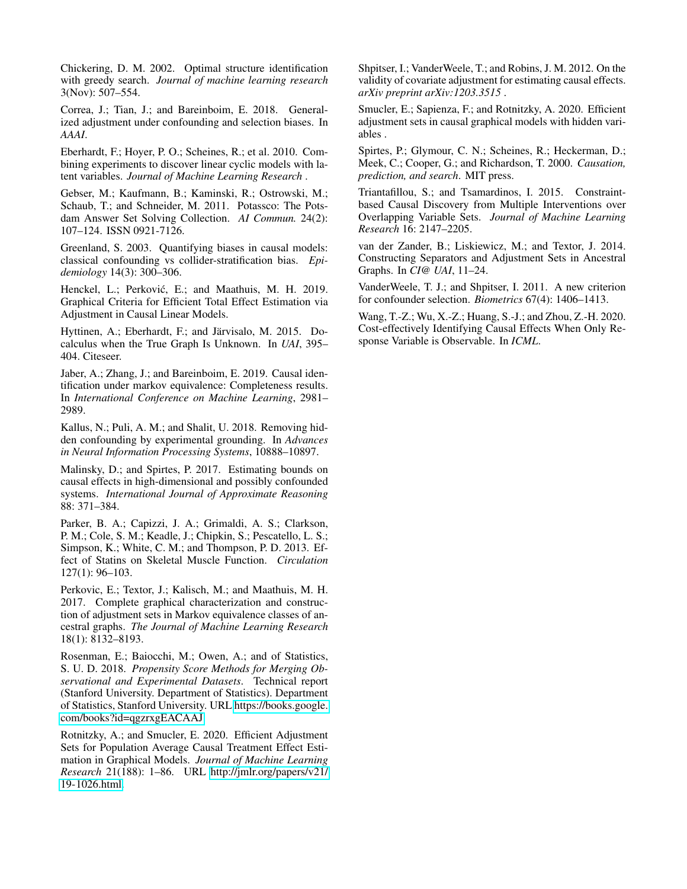Chickering, D. M. 2002. Optimal structure identification with greedy search. *Journal of machine learning research* 3(Nov): 507–554.

Correa, J.; Tian, J.; and Bareinboim, E. 2018. Generalized adjustment under confounding and selection biases. In *AAAI*.

Eberhardt, F.; Hoyer, P. O.; Scheines, R.; et al. 2010. Combining experiments to discover linear cyclic models with latent variables. *Journal of Machine Learning Research* .

Gebser, M.; Kaufmann, B.; Kaminski, R.; Ostrowski, M.; Schaub, T.; and Schneider, M. 2011. Potassco: The Potsdam Answer Set Solving Collection. *AI Commun.* 24(2): 107–124. ISSN 0921-7126.

Greenland, S. 2003. Quantifying biases in causal models: classical confounding vs collider-stratification bias. *Epidemiology* 14(3): 300–306.

Henckel, L.; Perković, E.; and Maathuis, M. H. 2019. Graphical Criteria for Efficient Total Effect Estimation via Adjustment in Causal Linear Models.

Hyttinen, A.; Eberhardt, F.; and Järvisalo, M. 2015. Do-calculus when the True Graph Is Unknown. In *UAI*, 395–404. Citeseer.

Jaber, A.; Zhang, J.; and Bareinboim, E. 2019. Causal identification under markov equivalence: Completeness results. In *International Conference on Machine Learning*, 2981–2989.

Kallus, N.; Puli, A. M.; and Shalit, U. 2018. Removing hidden confounding by experimental grounding. In *Advances in Neural Information Processing Systems*, 10888–10897.

Malinsky, D.; and Spirtes, P. 2017. Estimating bounds on causal effects in high-dimensional and possibly confounded systems. *International Journal of Approximate Reasoning* 88: 371–384.

Parker, B. A.; Capizzi, J. A.; Grimaldi, A. S.; Clarkson, P. M.; Cole, S. M.; Keadle, J.; Chipkin, S.; Pescatello, L. S.; Simpson, K.; White, C. M.; and Thompson, P. D. 2013. Effect of Statins on Skeletal Muscle Function. *Circulation* 127(1): 96–103.

Perkovic, E.; Textor, J.; Kalisch, M.; and Maathuis, M. H. 2017. Complete graphical characterization and construction of adjustment sets in Markov equivalence classes of ancestral graphs. *The Journal of Machine Learning Research* 18(1): 8132–8193.

Rosenman, E.; Baiocchi, M.; Owen, A.; and of Statistics, S. U. D. 2018. *Propensity Score Methods for Merging Observational and Experimental Datasets*. Technical report (Stanford University. Department of Statistics). Department of Statistics, Stanford University. URL https://books.google.com/books?id=qgzrxgEACAAJ.

Rotnitzky, A.; and Smucler, E. 2020. Efficient Adjustment Sets for Population Average Causal Treatment Effect Estimation in Graphical Models. *Journal of Machine Learning Research* 21(188): 1–86. URL http://jmlr.org/papers/v21/19-1026.html.

Shpitser, I.; VanderWeele, T.; and Robins, J. M. 2012. On the validity of covariate adjustment for estimating causal effects. *arXiv preprint arXiv:1203.3515* .

Smucler, E.; Sapienza, F.; and Rotnitzky, A. 2020. Efficient adjustment sets in causal graphical models with hidden variables .

Spirtes, P.; Glymour, C. N.; Scheines, R.; Heckerman, D.; Meek, C.; Cooper, G.; and Richardson, T. 2000. *Causation, prediction, and search*. MIT press.

Triantafillou, S.; and Tsamardinos, I. 2015. Constraint-based Causal Discovery from Multiple Interventions over Overlapping Variable Sets. *Journal of Machine Learning Research* 16: 2147–2205.

van der Zander, B.; Liskiewicz, M.; and Textor, J. 2014. Constructing Separators and Adjustment Sets in Ancestral Graphs. In *CI@ UAI*, 11–24.

VanderWeele, T. J.; and Shpitser, I. 2011. A new criterion for confounder selection. *Biometrics* 67(4): 1406–1413.

Wang, T.-Z.; Wu, X.-Z.; Huang, S.-J.; and Zhou, Z.-H. 2020. Cost-effectively Identifying Causal Effects When Only Response Variable is Observable. In *ICML*.